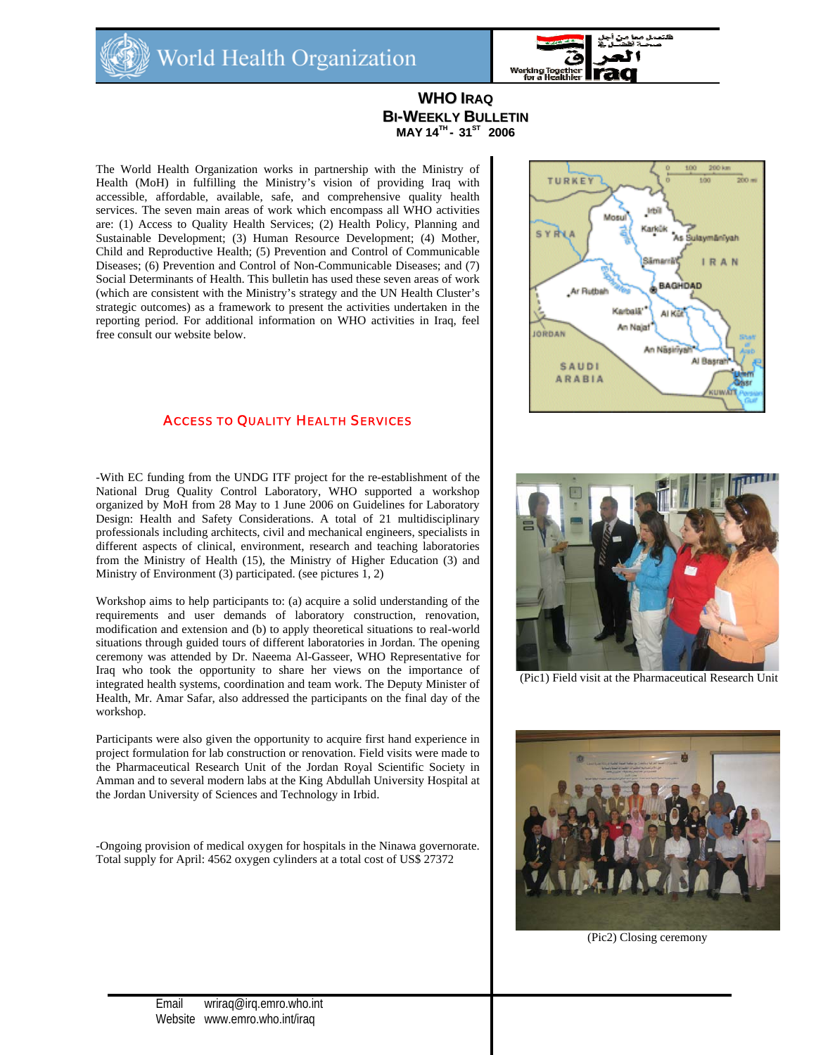# WHO IRAQ
## BI-WEEKLY BULLETIN
### MAY 14[TH] - 31[ST] 2006

The World Health Organization works in partnership with the Ministry of Health (MoH) in fulfilling the Ministry's vision of providing Iraq with accessible, affordable, available, safe, and comprehensive quality health services. The seven main areas of work which encompass all WHO activities are: (1) Access to Quality Health Services; (2) Health Policy, Planning and Sustainable Development; (3) Human Resource Development; (4) Mother, Child and Reproductive Health; (5) Prevention and Control of Communicable Diseases; (6) Prevention and Control of Non-Communicable Diseases; and (7) Social Determinants of Health. This bulletin has used these seven areas of work (which are consistent with the Ministry's strategy and the UN Health Cluster's strategic outcomes) as a framework to present the activities undertaken in the reporting period. For additional information on WHO activities in Iraq, feel free consult our website below.

## ACCESS TO QUALITY HEALTH SERVICES

-With EC funding from the UNDG ITF project for the re-establishment of the National Drug Quality Control Laboratory, WHO supported a workshop organized by MoH from 28 May to 1 June 2006 on Guidelines for Laboratory Design: Health and Safety Considerations. A total of 21 multidisciplinary professionals including architects, civil and mechanical engineers, specialists in different aspects of clinical, environment, research and teaching laboratories from the Ministry of Health (15), the Ministry of Higher Education (3) and Ministry of Environment (3) participated. (see pictures 1, 2)

Workshop aims to help participants to: (a) acquire a solid understanding of the requirements and user demands of laboratory construction, renovation, modification and extension and (b) to apply theoretical situations to real-world situations through guided tours of different laboratories in Jordan. The opening ceremony was attended by Dr. Naeema Al-Gasseer, WHO Representative for Iraq who took the opportunity to share her views on the importance of integrated health systems, coordination and team work. The Deputy Minister of Health, Mr. Amar Safar, also addressed the participants on the final day of the workshop.

Participants were also given the opportunity to acquire first hand experience in project formulation for lab construction or renovation. Field visits were made to the Pharmaceutical Research Unit of the Jordan Royal Scientific Society in Amman and to several modern labs at the King Abdullah University Hospital at the Jordan University of Sciences and Technology in Irbid.

-Ongoing provision of medical oxygen for hospitals in the Ninawa governorate. Total supply for April: 4562 oxygen cylinders at a total cost of US$ 27372

(Pic1) Field visit at the Pharmaceutical Research Unit

(Pic2) Closing ceremony

Email wriraq@irq.emro.who.int
Website www.emro.who.int/iraq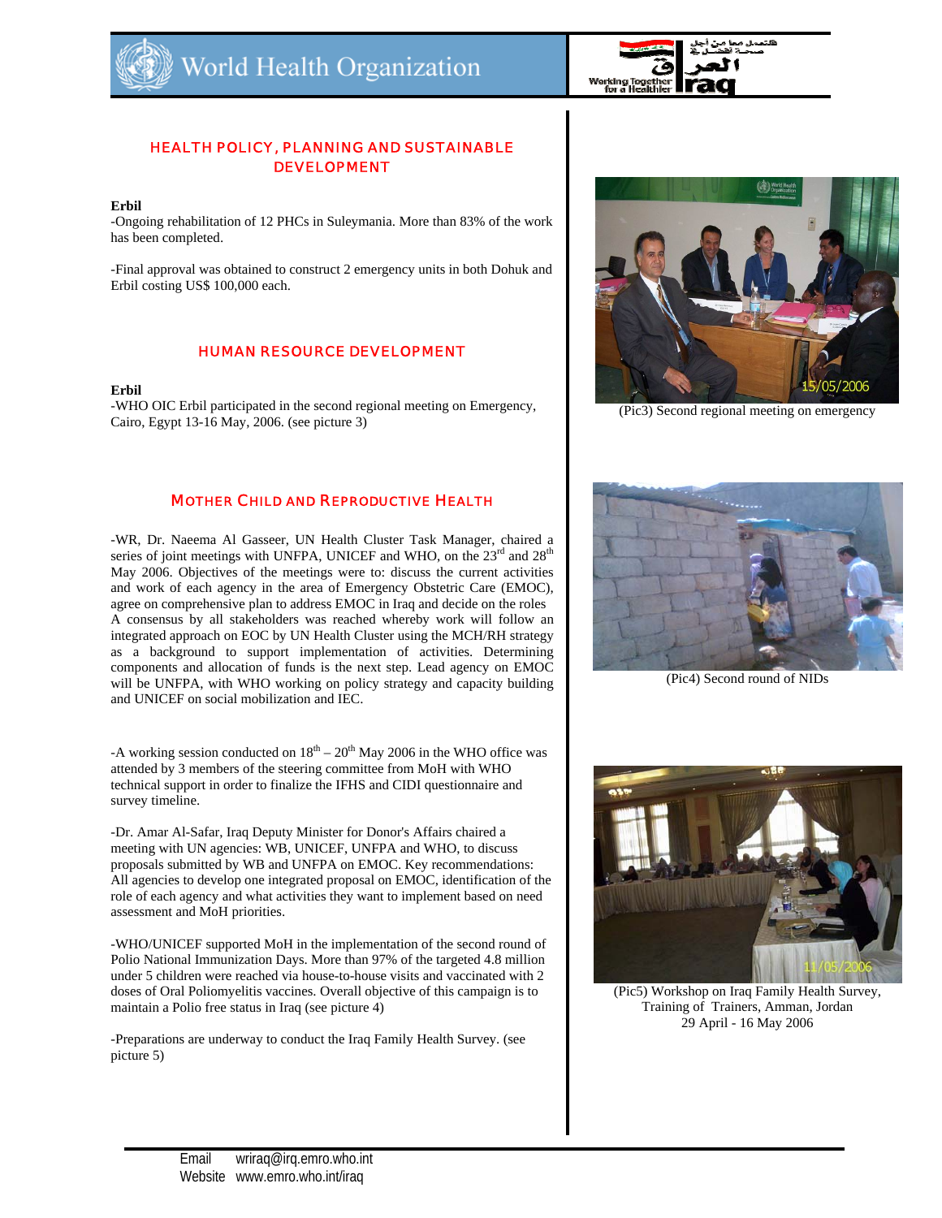## HEALTH POLICY, PLANNING AND SUSTAINABLE DEVELOPMENT

**Erbil**

-Ongoing rehabilitation of 12 PHCs in Suleymania. More than 83% of the work has been completed.

-Final approval was obtained to construct 2 emergency units in both Dohuk and Erbil costing US$ 100,000 each.

## HUMAN RESOURCE DEVELOPMENT

**Erbil**

-WHO OIC Erbil participated in the second regional meeting on Emergency, Cairo, Egypt 13-16 May, 2006. (see picture 3)

## MOTHER CHILD AND REPRODUCTIVE HEALTH

-WR, Dr. Naeema Al Gasseer, UN Health Cluster Task Manager, chaired a series of joint meetings with UNFPA, UNICEF and WHO, on the 23rd and 28th May 2006. Objectives of the meetings were to: discuss the current activities and work of each agency in the area of Emergency Obstetric Care (EMOC), agree on comprehensive plan to address EMOC in Iraq and decide on the roles A consensus by all stakeholders was reached whereby work will follow an integrated approach on EOC by UN Health Cluster using the MCH/RH strategy as a background to support implementation of activities. Determining components and allocation of funds is the next step. Lead agency on EMOC will be UNFPA, with WHO working on policy strategy and capacity building and UNICEF on social mobilization and IEC.

-A working session conducted on 18th – 20th May 2006 in the WHO office was attended by 3 members of the steering committee from MoH with WHO technical support in order to finalize the IFHS and CIDI questionnaire and survey timeline.

-Dr. Amar Al-Safar, Iraq Deputy Minister for Donor's Affairs chaired a meeting with UN agencies: WB, UNICEF, UNFPA and WHO, to discuss proposals submitted by WB and UNFPA on EMOC. Key recommendations: All agencies to develop one integrated proposal on EMOC, identification of the role of each agency and what activities they want to implement based on need assessment and MoH priorities.

-WHO/UNICEF supported MoH in the implementation of the second round of Polio National Immunization Days. More than 97% of the targeted 4.8 million under 5 children were reached via house-to-house visits and vaccinated with 2 doses of Oral Poliomyelitis vaccines. Overall objective of this campaign is to maintain a Polio free status in Iraq (see picture 4)

-Preparations are underway to conduct the Iraq Family Health Survey. (see picture 5)

(Pic3) Second regional meeting on emergency

(Pic4) Second round of NIDs

(Pic5) Workshop on Iraq Family Health Survey, Training of Trainers, Amman, Jordan 29 April - 16 May 2006

Email wriraq@irq.emro.who.int
Website www.emro.who.int/iraq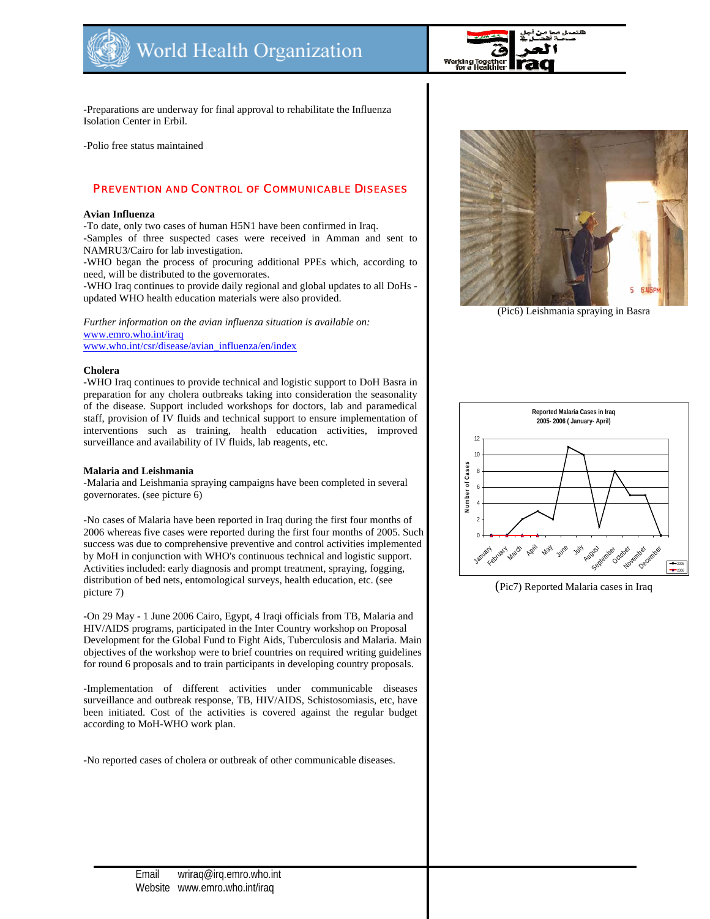-Preparations are underway for final approval to rehabilitate the Influenza Isolation Center in Erbil.

-Polio free status maintained

## Prevention and Control of Communicable Diseases

**Avian Influenza**

-To date, only two cases of human H5N1 have been confirmed in Iraq.
-Samples of three suspected cases were received in Amman and sent to NAMRU3/Cairo for lab investigation.
-WHO began the process of procuring additional PPEs which, according to need, will be distributed to the governorates.
-WHO Iraq continues to provide daily regional and global updates to all DoHs - updated WHO health education materials were also provided.

*Further information on the avian influenza situation is available on:*
www.emro.who.int/iraq
www.who.int/csr/disease/avian_influenza/en/index

**Cholera**

-WHO Iraq continues to provide technical and logistic support to DoH Basra in preparation for any cholera outbreaks taking into consideration the seasonality of the disease. Support included workshops for doctors, lab and paramedical staff, provision of IV fluids and technical support to ensure implementation of interventions such as training, health education activities, improved surveillance and availability of IV fluids, lab reagents, etc.

**Malaria and Leishmania**

-Malaria and Leishmania spraying campaigns have been completed in several governorates. (see picture 6)

(Pic6) Leishmania spraying in Basra

-No cases of Malaria have been reported in Iraq during the first four months of 2006 whereas five cases were reported during the first four months of 2005. Such success was due to comprehensive preventive and control activities implemented by MoH in conjunction with WHO's continuous technical and logistic support. Activities included: early diagnosis and prompt treatment, spraying, fogging, distribution of bed nets, entomological surveys, health education, etc. (see picture 7)

(Pic7) Reported Malaria cases in Iraq

-On 29 May - 1 June 2006 Cairo, Egypt, 4 Iraqi officials from TB, Malaria and HIV/AIDS programs, participated in the Inter Country workshop on Proposal Development for the Global Fund to Fight Aids, Tuberculosis and Malaria. Main objectives of the workshop were to brief countries on required writing guidelines for round 6 proposals and to train participants in developing country proposals.

-Implementation of different activities under communicable diseases surveillance and outbreak response, TB, HIV/AIDS, Schistosomiasis, etc, have been initiated. Cost of the activities is covered against the regular budget according to MoH-WHO work plan.

-No reported cases of cholera or outbreak of other communicable diseases.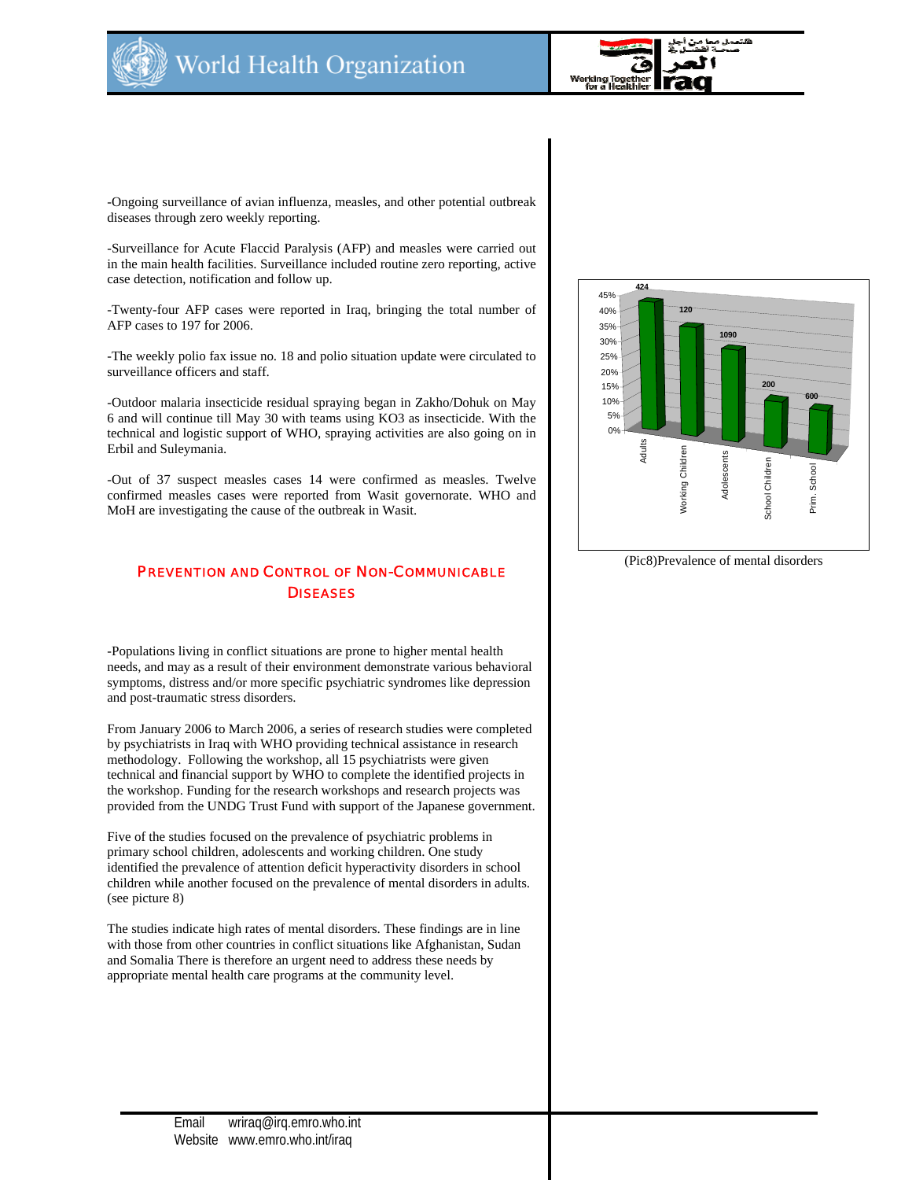-Ongoing surveillance of avian influenza, measles, and other potential outbreak diseases through zero weekly reporting.

-Surveillance for Acute Flaccid Paralysis (AFP) and measles were carried out in the main health facilities. Surveillance included routine zero reporting, active case detection, notification and follow up.

-Twenty-four AFP cases were reported in Iraq, bringing the total number of AFP cases to 197 for 2006.

-The weekly polio fax issue no. 18 and polio situation update were circulated to surveillance officers and staff.

-Outdoor malaria insecticide residual spraying began in Zakho/Dohuk on May 6 and will continue till May 30 with teams using KO3 as insecticide. With the technical and logistic support of WHO, spraying activities are also going on in Erbil and Suleymania.

-Out of 37 suspect measles cases 14 were confirmed as measles. Twelve confirmed measles cases were reported from Wasit governorate. WHO and MoH are investigating the cause of the outbreak in Wasit.

## Prevention and Control of Non-Communicable Diseases

-Populations living in conflict situations are prone to higher mental health needs, and may as a result of their environment demonstrate various behavioral symptoms, distress and/or more specific psychiatric syndromes like depression and post-traumatic stress disorders.

From January 2006 to March 2006, a series of research studies were completed by psychiatrists in Iraq with WHO providing technical assistance in research methodology. Following the workshop, all 15 psychiatrists were given technical and financial support by WHO to complete the identified projects in the workshop. Funding for the research workshops and research projects was provided from the UNDG Trust Fund with support of the Japanese government.

Five of the studies focused on the prevalence of psychiatric problems in primary school children, adolescents and working children. One study identified the prevalence of attention deficit hyperactivity disorders in school children while another focused on the prevalence of mental disorders in adults. (see picture 8)

The studies indicate high rates of mental disorders. These findings are in line with those from other countries in conflict situations like Afghanistan, Sudan and Somalia There is therefore an urgent need to address these needs by appropriate mental health care programs at the community level.

| Group | Sample size | Prevalence (approx.) |
|---|---|---|
| Adults | 424 | ~42% |
| Working Children | 120 | ~36% |
| Adolescents | 1090 | ~30% |
| School Children | 200 | ~15% |
| Prim. School | 600 | ~15% |

(Pic8)Prevalence of mental disorders

Email wriraq@irq.emro.who.int
Website www.emro.who.int/iraq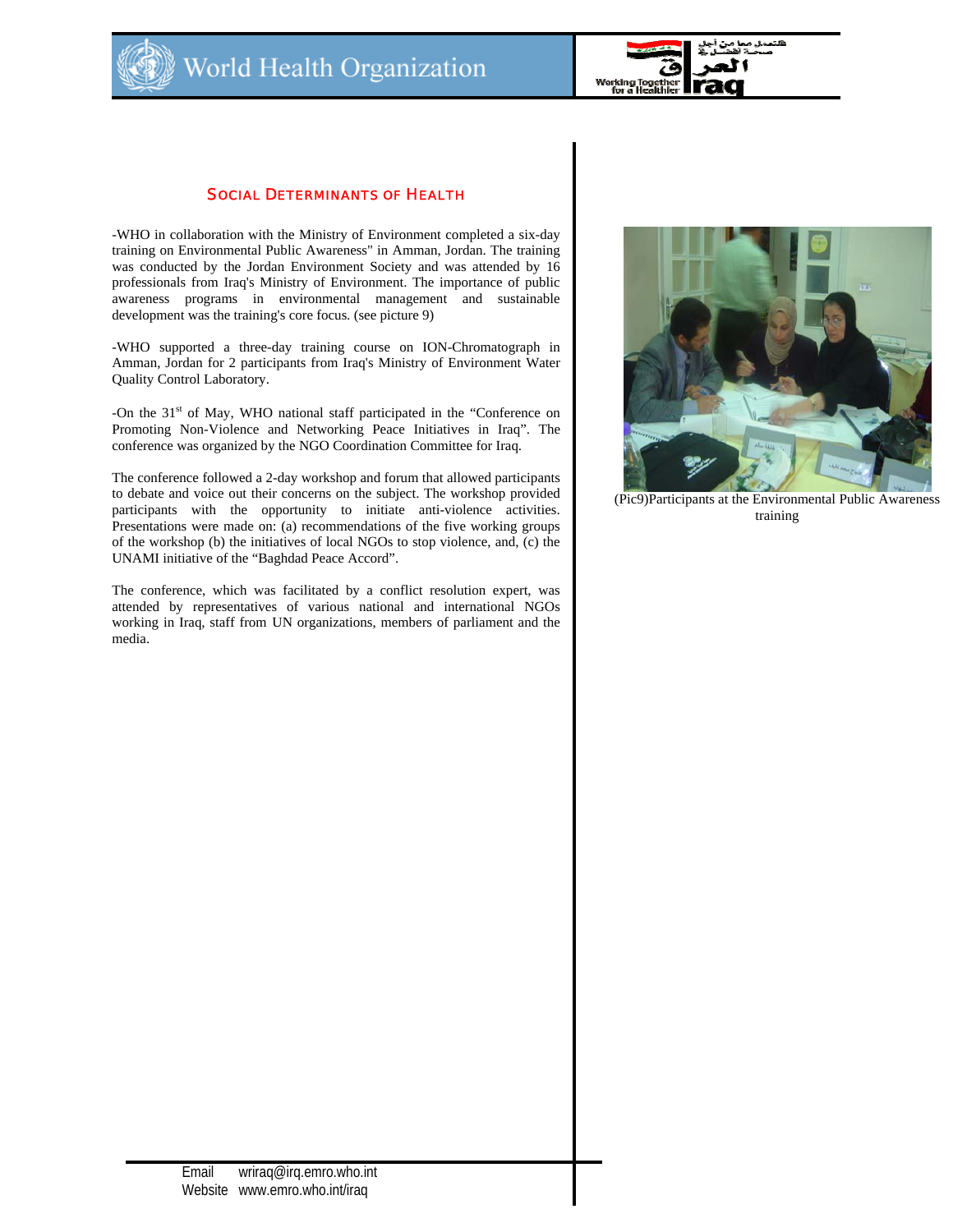## Social Determinants of Health

-WHO in collaboration with the Ministry of Environment completed a six-day training on Environmental Public Awareness" in Amman, Jordan. The training was conducted by the Jordan Environment Society and was attended by 16 professionals from Iraq's Ministry of Environment. The importance of public awareness programs in environmental management and sustainable development was the training's core focus. (see picture 9)

-WHO supported a three-day training course on ION-Chromatograph in Amman, Jordan for 2 participants from Iraq's Ministry of Environment Water Quality Control Laboratory.

-On the 31st of May, WHO national staff participated in the "Conference on Promoting Non-Violence and Networking Peace Initiatives in Iraq". The conference was organized by the NGO Coordination Committee for Iraq.

The conference followed a 2-day workshop and forum that allowed participants to debate and voice out their concerns on the subject. The workshop provided participants with the opportunity to initiate anti-violence activities. Presentations were made on: (a) recommendations of the five working groups of the workshop (b) the initiatives of local NGOs to stop violence, and, (c) the UNAMI initiative of the "Baghdad Peace Accord".

The conference, which was facilitated by a conflict resolution expert, was attended by representatives of various national and international NGOs working in Iraq, staff from UN organizations, members of parliament and the media.

(Pic9)Participants at the Environmental Public Awareness training

Email wriraq@irq.emro.who.int
Website www.emro.who.int/iraq